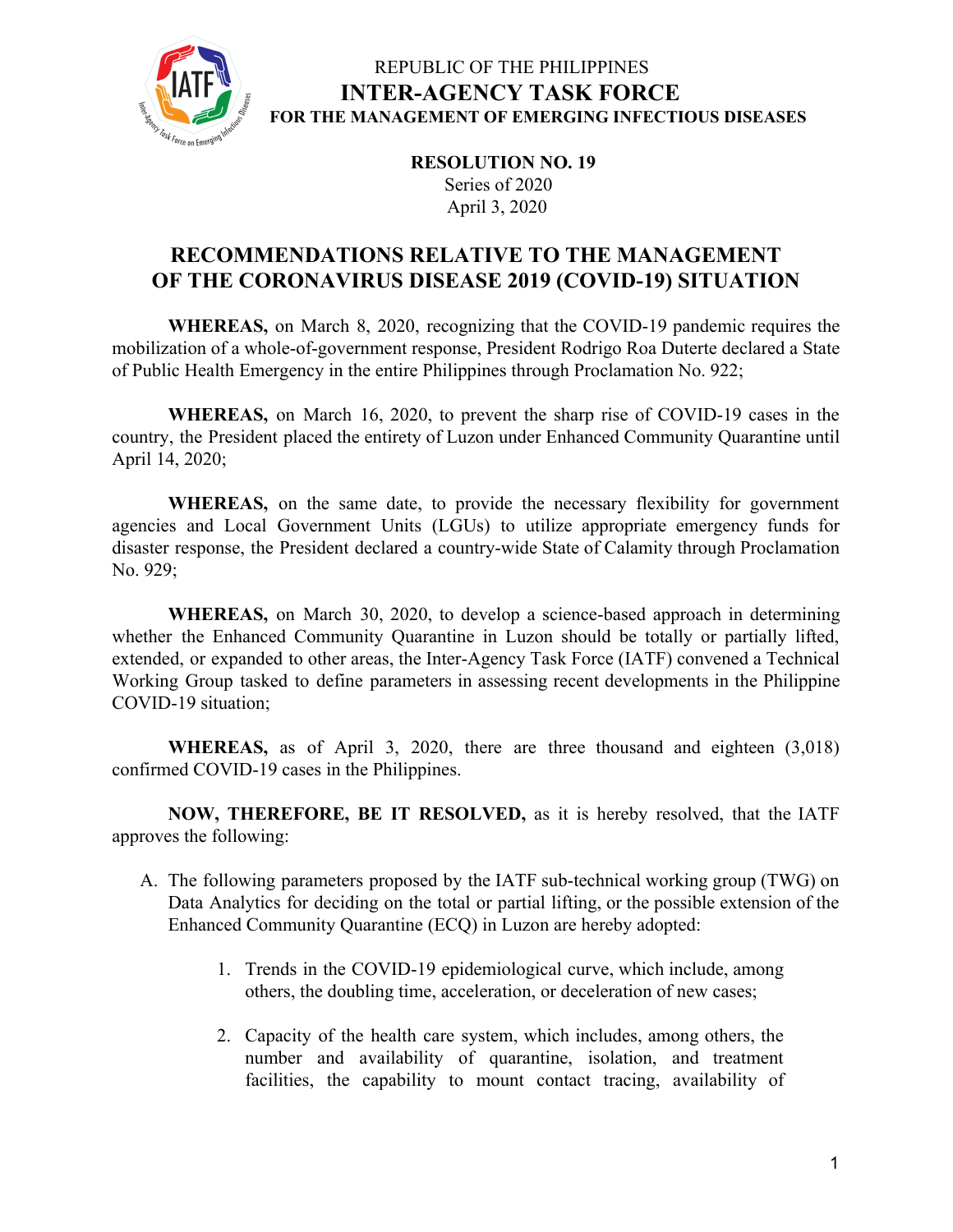REPUBLIC OF THE PHILIPPINES
**INTER-AGENCY TASK FORCE**
**FOR THE MANAGEMENT OF EMERGING INFECTIOUS DISEASES**

**RESOLUTION NO. 19**
Series of 2020
April 3, 2020

# RECOMMENDATIONS RELATIVE TO THE MANAGEMENT OF THE CORONAVIRUS DISEASE 2019 (COVID-19) SITUATION

**WHEREAS,** on March 8, 2020, recognizing that the COVID-19 pandemic requires the mobilization of a whole-of-government response, President Rodrigo Roa Duterte declared a State of Public Health Emergency in the entire Philippines through Proclamation No. 922;

**WHEREAS,** on March 16, 2020, to prevent the sharp rise of COVID-19 cases in the country, the President placed the entirety of Luzon under Enhanced Community Quarantine until April 14, 2020;

**WHEREAS,** on the same date, to provide the necessary flexibility for government agencies and Local Government Units (LGUs) to utilize appropriate emergency funds for disaster response, the President declared a country-wide State of Calamity through Proclamation No. 929;

**WHEREAS,** on March 30, 2020, to develop a science-based approach in determining whether the Enhanced Community Quarantine in Luzon should be totally or partially lifted, extended, or expanded to other areas, the Inter-Agency Task Force (IATF) convened a Technical Working Group tasked to define parameters in assessing recent developments in the Philippine COVID-19 situation;

**WHEREAS,** as of April 3, 2020, there are three thousand and eighteen (3,018) confirmed COVID-19 cases in the Philippines.

**NOW, THEREFORE, BE IT RESOLVED,** as it is hereby resolved, that the IATF approves the following:

A. The following parameters proposed by the IATF sub-technical working group (TWG) on Data Analytics for deciding on the total or partial lifting, or the possible extension of the Enhanced Community Quarantine (ECQ) in Luzon are hereby adopted:

   1. Trends in the COVID-19 epidemiological curve, which include, among others, the doubling time, acceleration, or deceleration of new cases;

   2. Capacity of the health care system, which includes, among others, the number and availability of quarantine, isolation, and treatment facilities, the capability to mount contact tracing, availability of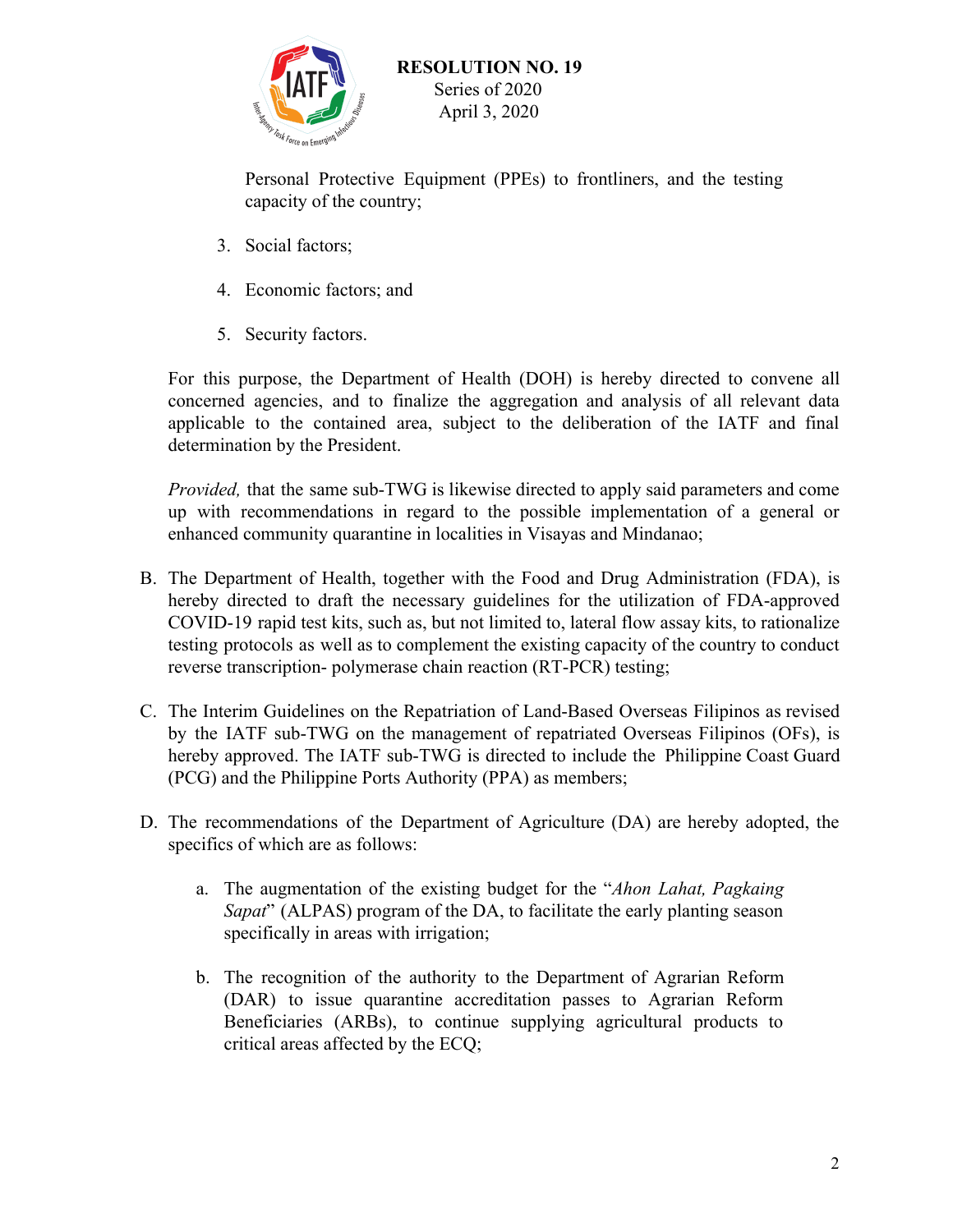Personal Protective Equipment (PPEs) to frontliners, and the testing capacity of the country;

3. Social factors;

4. Economic factors; and

5. Security factors.

For this purpose, the Department of Health (DOH) is hereby directed to convene all concerned agencies, and to finalize the aggregation and analysis of all relevant data applicable to the contained area, subject to the deliberation of the IATF and final determination by the President.

*Provided,* that the same sub-TWG is likewise directed to apply said parameters and come up with recommendations in regard to the possible implementation of a general or enhanced community quarantine in localities in Visayas and Mindanao;

B. The Department of Health, together with the Food and Drug Administration (FDA), is hereby directed to draft the necessary guidelines for the utilization of FDA-approved COVID-19 rapid test kits, such as, but not limited to, lateral flow assay kits, to rationalize testing protocols as well as to complement the existing capacity of the country to conduct reverse transcription- polymerase chain reaction (RT-PCR) testing;

C. The Interim Guidelines on the Repatriation of Land-Based Overseas Filipinos as revised by the IATF sub-TWG on the management of repatriated Overseas Filipinos (OFs), is hereby approved. The IATF sub-TWG is directed to include the Philippine Coast Guard (PCG) and the Philippine Ports Authority (PPA) as members;

D. The recommendations of the Department of Agriculture (DA) are hereby adopted, the specifics of which are as follows:

   a. The augmentation of the existing budget for the "*Ahon Lahat, Pagkaing Sapat*" (ALPAS) program of the DA, to facilitate the early planting season specifically in areas with irrigation;

   b. The recognition of the authority to the Department of Agrarian Reform (DAR) to issue quarantine accreditation passes to Agrarian Reform Beneficiaries (ARBs), to continue supplying agricultural products to critical areas affected by the ECQ;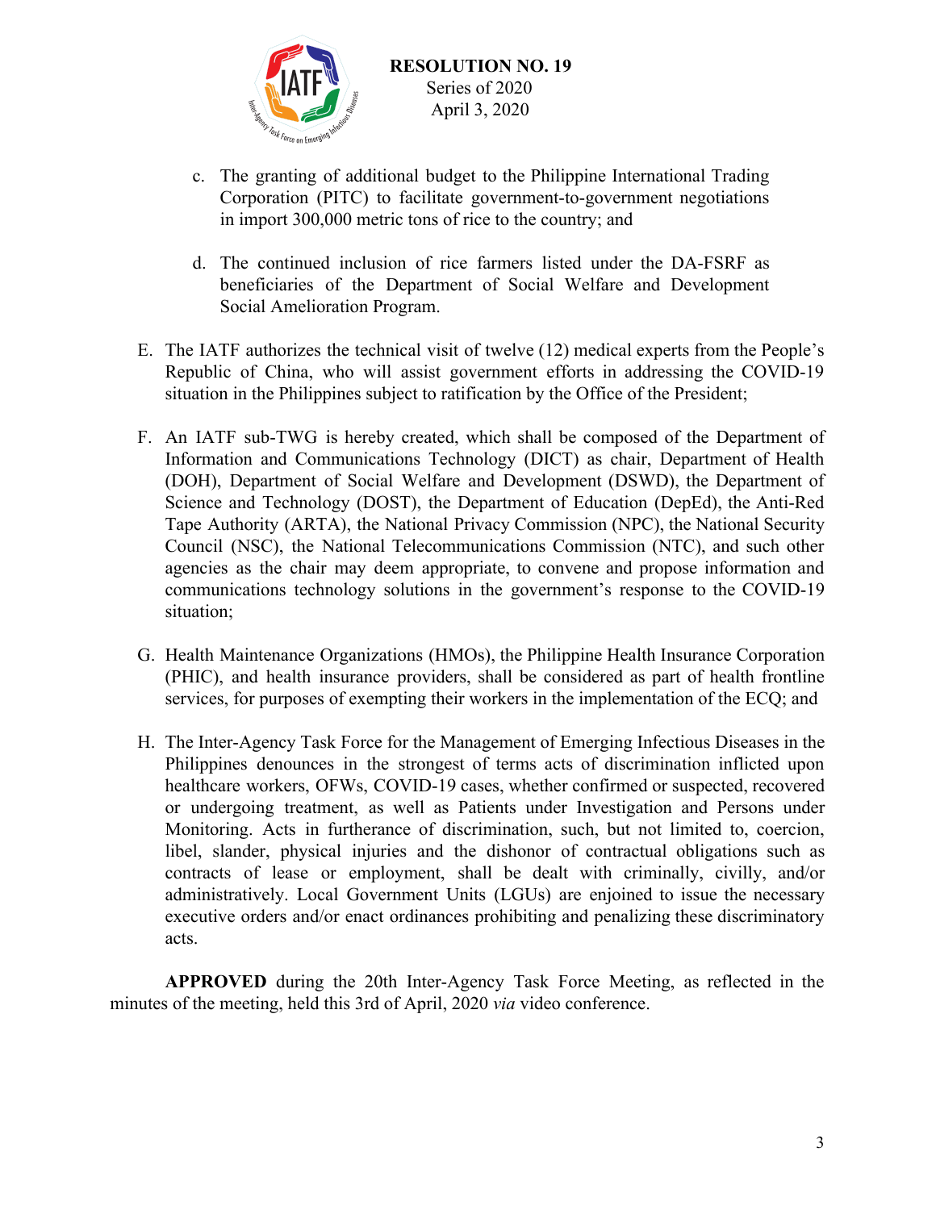c. The granting of additional budget to the Philippine International Trading Corporation (PITC) to facilitate government-to-government negotiations in import 300,000 metric tons of rice to the country; and

d. The continued inclusion of rice farmers listed under the DA-FSRF as beneficiaries of the Department of Social Welfare and Development Social Amelioration Program.

E. The IATF authorizes the technical visit of twelve (12) medical experts from the People's Republic of China, who will assist government efforts in addressing the COVID-19 situation in the Philippines subject to ratification by the Office of the President;

F. An IATF sub-TWG is hereby created, which shall be composed of the Department of Information and Communications Technology (DICT) as chair, Department of Health (DOH), Department of Social Welfare and Development (DSWD), the Department of Science and Technology (DOST), the Department of Education (DepEd), the Anti-Red Tape Authority (ARTA), the National Privacy Commission (NPC), the National Security Council (NSC), the National Telecommunications Commission (NTC), and such other agencies as the chair may deem appropriate, to convene and propose information and communications technology solutions in the government's response to the COVID-19 situation;

G. Health Maintenance Organizations (HMOs), the Philippine Health Insurance Corporation (PHIC), and health insurance providers, shall be considered as part of health frontline services, for purposes of exempting their workers in the implementation of the ECQ; and

H. The Inter-Agency Task Force for the Management of Emerging Infectious Diseases in the Philippines denounces in the strongest of terms acts of discrimination inflicted upon healthcare workers, OFWs, COVID-19 cases, whether confirmed or suspected, recovered or undergoing treatment, as well as Patients under Investigation and Persons under Monitoring. Acts in furtherance of discrimination, such, but not limited to, coercion, libel, slander, physical injuries and the dishonor of contractual obligations such as contracts of lease or employment, shall be dealt with criminally, civilly, and/or administratively. Local Government Units (LGUs) are enjoined to issue the necessary executive orders and/or enact ordinances prohibiting and penalizing these discriminatory acts.

**APPROVED** during the 20th Inter-Agency Task Force Meeting, as reflected in the minutes of the meeting, held this 3rd of April, 2020 *via* video conference.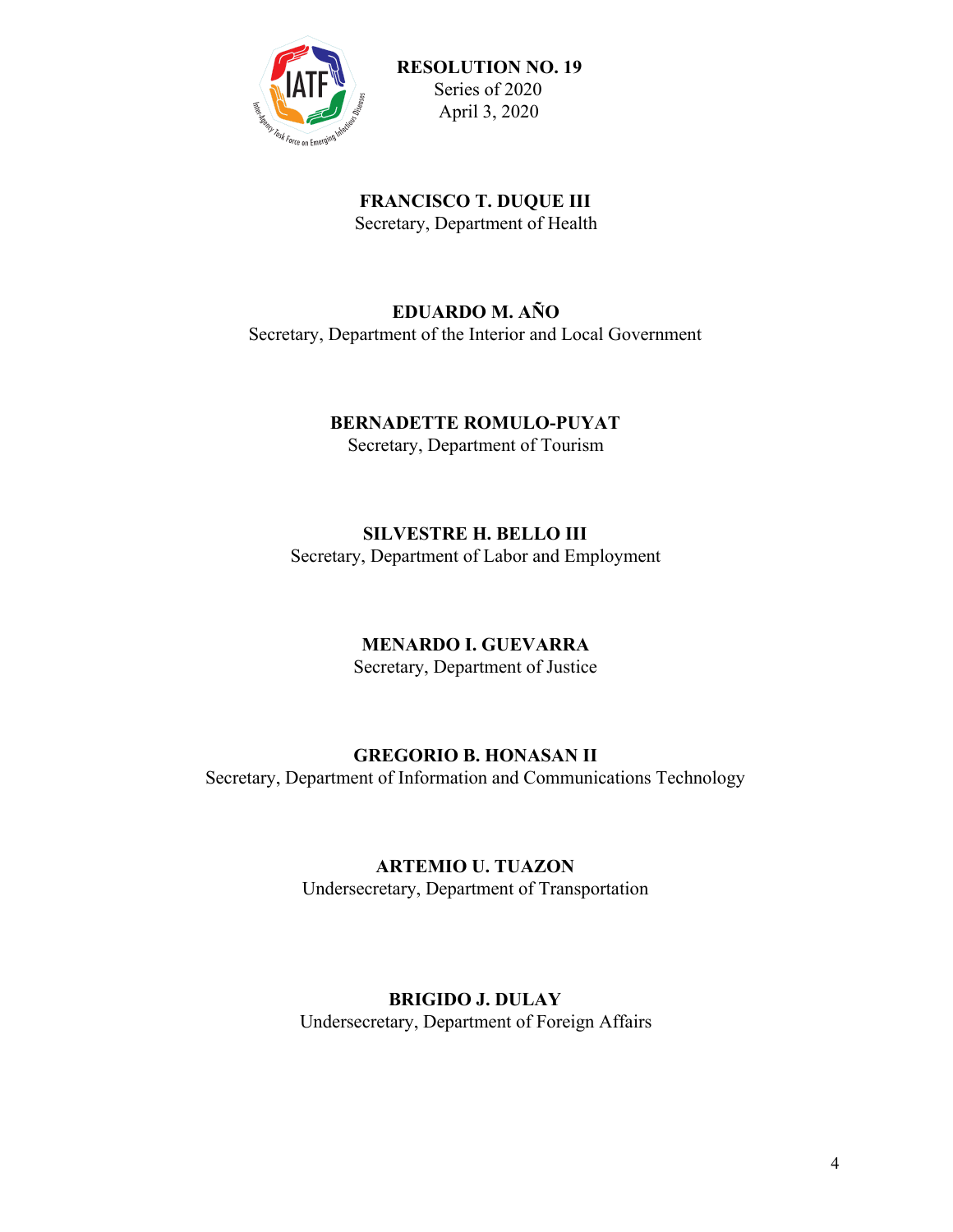**RESOLUTION NO. 19**
Series of 2020
April 3, 2020

**FRANCISCO T. DUQUE III**
Secretary, Department of Health

**EDUARDO M. AÑO**
Secretary, Department of the Interior and Local Government

**BERNADETTE ROMULO-PUYAT**
Secretary, Department of Tourism

**SILVESTRE H. BELLO III**
Secretary, Department of Labor and Employment

**MENARDO I. GUEVARRA**
Secretary, Department of Justice

**GREGORIO B. HONASAN II**
Secretary, Department of Information and Communications Technology

**ARTEMIO U. TUAZON**
Undersecretary, Department of Transportation

**BRIGIDO J. DULAY**
Undersecretary, Department of Foreign Affairs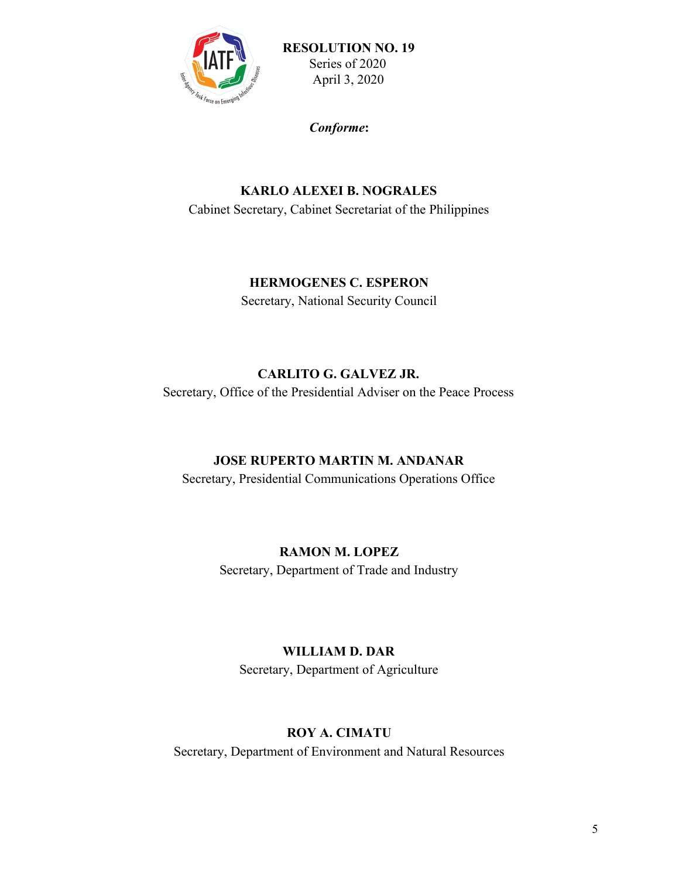**RESOLUTION NO. 19**
Series of 2020
April 3, 2020

***Conforme*:**

**KARLO ALEXEI B. NOGRALES**
Cabinet Secretary, Cabinet Secretariat of the Philippines

**HERMOGENES C. ESPERON**
Secretary, National Security Council

**CARLITO G. GALVEZ JR.**
Secretary, Office of the Presidential Adviser on the Peace Process

**JOSE RUPERTO MARTIN M. ANDANAR**
Secretary, Presidential Communications Operations Office

**RAMON M. LOPEZ**
Secretary, Department of Trade and Industry

**WILLIAM D. DAR**
Secretary, Department of Agriculture

**ROY A. CIMATU**
Secretary, Department of Environment and Natural Resources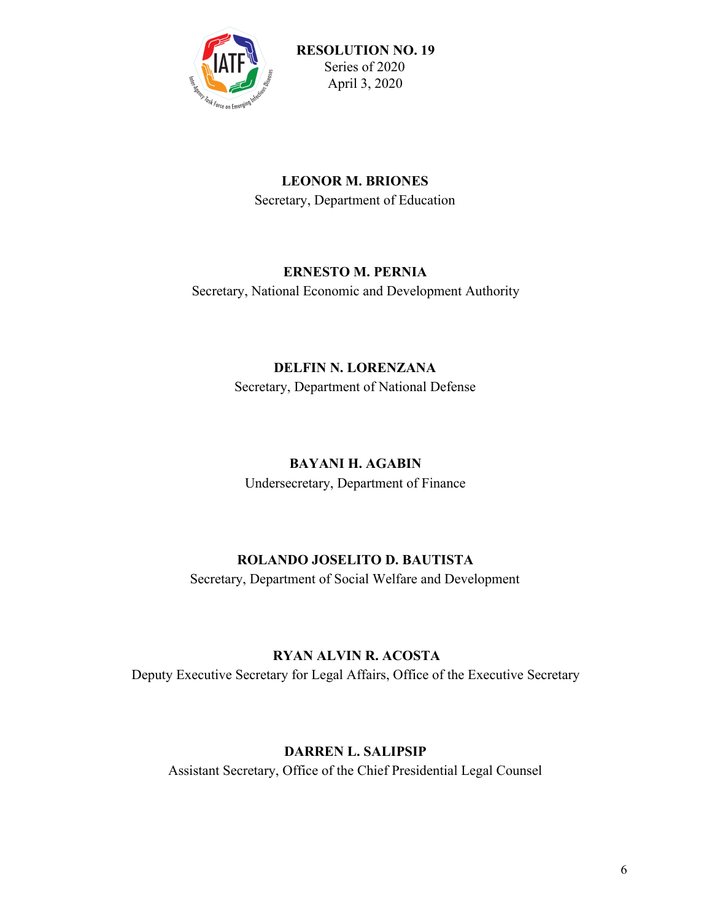**LEONOR M. BRIONES**
Secretary, Department of Education

**ERNESTO M. PERNIA**
Secretary, National Economic and Development Authority

**DELFIN N. LORENZANA**
Secretary, Department of National Defense

**BAYANI H. AGABIN**
Undersecretary, Department of Finance

**ROLANDO JOSELITO D. BAUTISTA**
Secretary, Department of Social Welfare and Development

**RYAN ALVIN R. ACOSTA**
Deputy Executive Secretary for Legal Affairs, Office of the Executive Secretary

**DARREN L. SALIPSIP**
Assistant Secretary, Office of the Chief Presidential Legal Counsel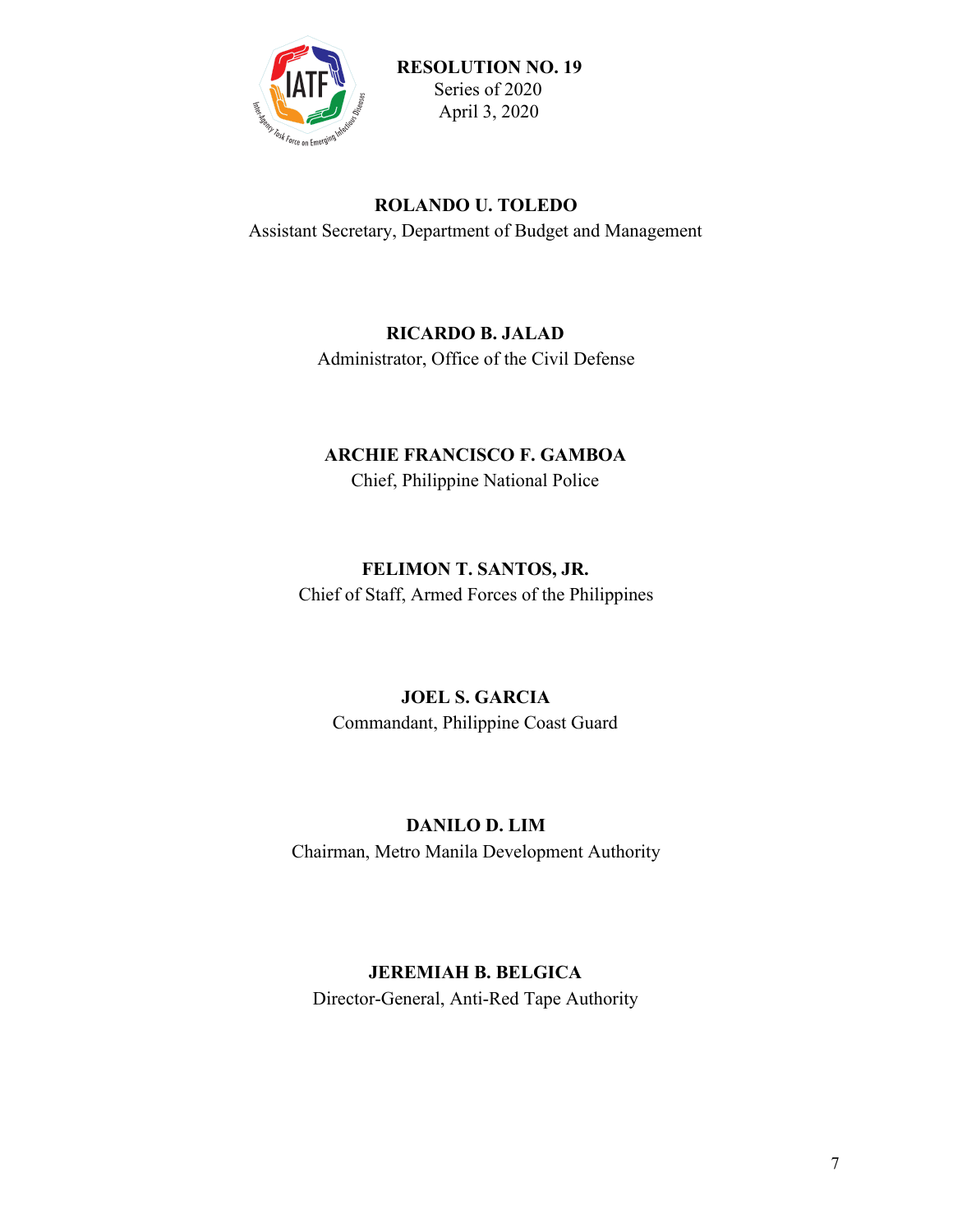**RESOLUTION NO. 19**
Series of 2020
April 3, 2020

**ROLANDO U. TOLEDO**
Assistant Secretary, Department of Budget and Management

**RICARDO B. JALAD**
Administrator, Office of the Civil Defense

**ARCHIE FRANCISCO F. GAMBOA**
Chief, Philippine National Police

**FELIMON T. SANTOS, JR.**
Chief of Staff, Armed Forces of the Philippines

**JOEL S. GARCIA**
Commandant, Philippine Coast Guard

**DANILO D. LIM**
Chairman, Metro Manila Development Authority

**JEREMIAH B. BELGICA**
Director-General, Anti-Red Tape Authority